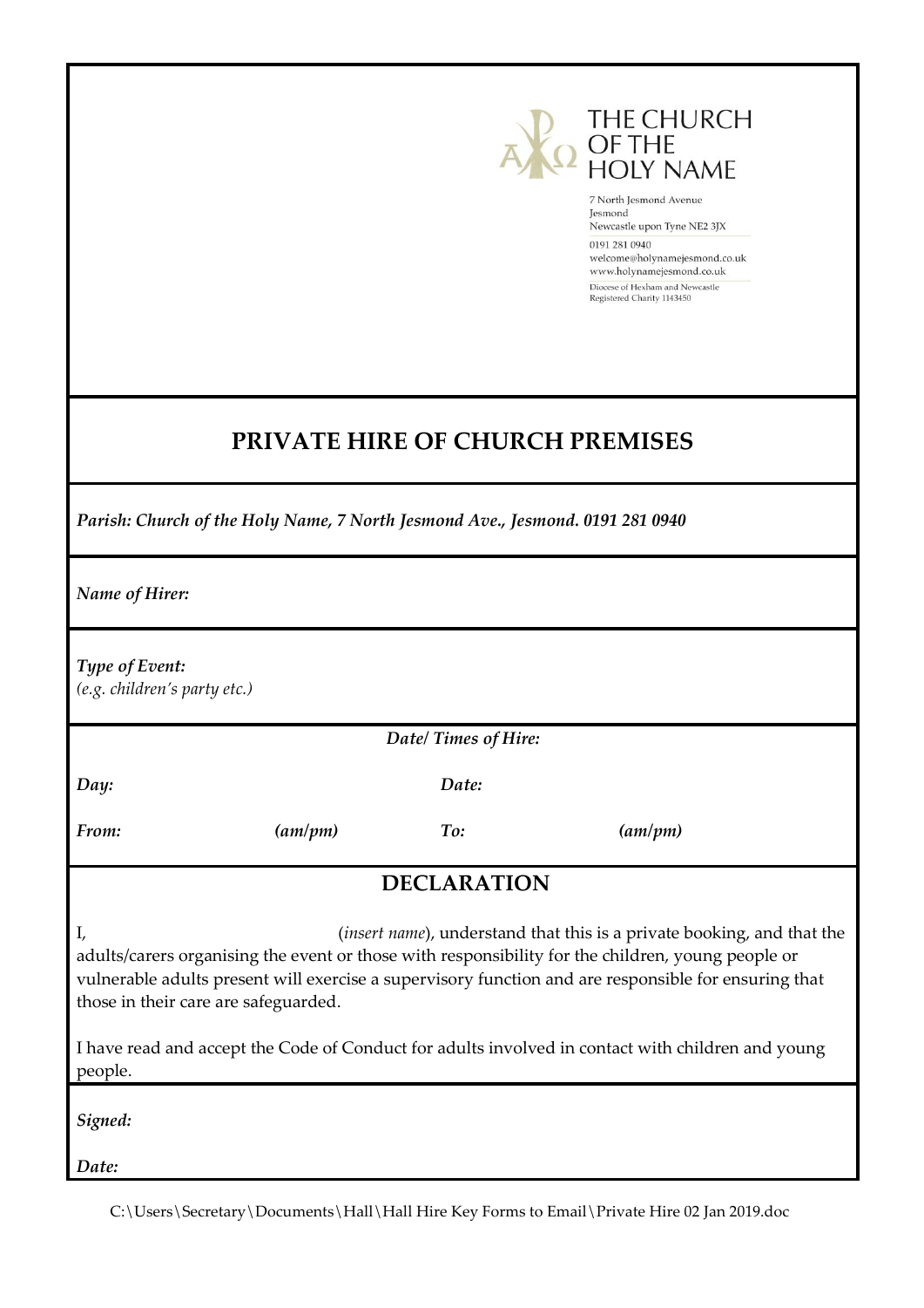THE CHURCH OF THE HOLY NAME

7 North Jesmond Avenue
Jesmond
Newcastle upon Tyne NE2 3JX

0191 281 0940
welcome@holynamejesmond.co.uk
www.holynamejesmond.co.uk

Diocese of Hexham and Newcastle
Registered Charity 1143450

# PRIVATE HIRE OF CHURCH PREMISES

***Parish: Church of the Holy Name, 7 North Jesmond Ave., Jesmond. 0191 281 0940***

***Name of Hirer:***

***Type of Event:***
*(e.g. children's party etc.)*

***Date/ Times of Hire:***

***Day:*** ***Date:***

***From:*** ***(am/pm)*** ***To:*** ***(am/pm)***

## DECLARATION

I, (*insert name*), understand that this is a private booking, and that the adults/carers organising the event or those with responsibility for the children, young people or vulnerable adults present will exercise a supervisory function and are responsible for ensuring that those in their care are safeguarded.

I have read and accept the Code of Conduct for adults involved in contact with children and young people.

***Signed:***

***Date:***

C:\Users\Secretary\Documents\Hall\Hall Hire Key Forms to Email\Private Hire 02 Jan 2019.doc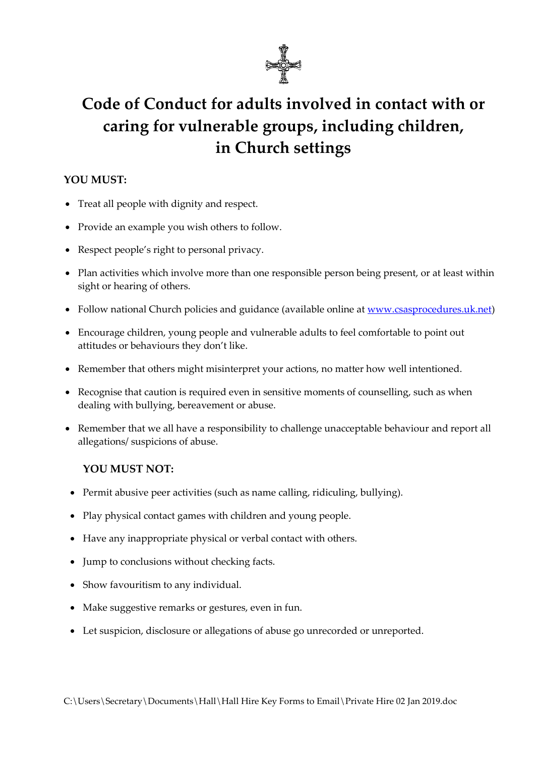# Code of Conduct for adults involved in contact with or caring for vulnerable groups, including children, in Church settings

**YOU MUST:**

- Treat all people with dignity and respect.
- Provide an example you wish others to follow.
- Respect people's right to personal privacy.
- Plan activities which involve more than one responsible person being present, or at least within sight or hearing of others.
- Follow national Church policies and guidance (available online at [www.csasprocedures.uk.net](http://www.csasprocedures.uk.net))
- Encourage children, young people and vulnerable adults to feel comfortable to point out attitudes or behaviours they don't like.
- Remember that others might misinterpret your actions, no matter how well intentioned.
- Recognise that caution is required even in sensitive moments of counselling, such as when dealing with bullying, bereavement or abuse.
- Remember that we all have a responsibility to challenge unacceptable behaviour and report all allegations/ suspicions of abuse.

**YOU MUST NOT:**

- Permit abusive peer activities (such as name calling, ridiculing, bullying).
- Play physical contact games with children and young people.
- Have any inappropriate physical or verbal contact with others.
- Jump to conclusions without checking facts.
- Show favouritism to any individual.
- Make suggestive remarks or gestures, even in fun.
- Let suspicion, disclosure or allegations of abuse go unrecorded or unreported.

C:\Users\Secretary\Documents\Hall\Hall Hire Key Forms to Email\Private Hire 02 Jan 2019.doc